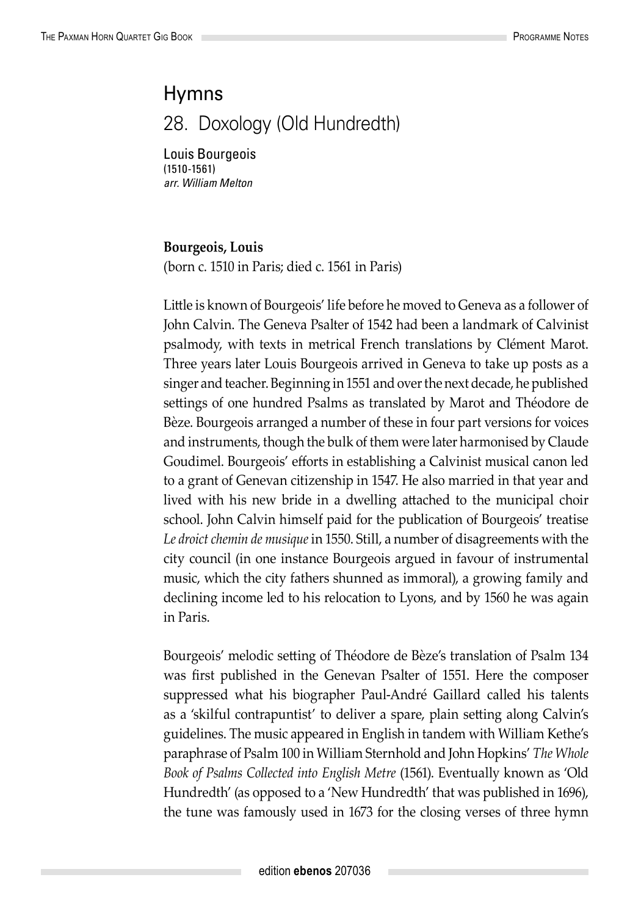# Hymns

## 28. Doxology (Old Hundredth)

Louis Bourgeois
(1510-1561)
*arr. William Melton*

**Bourgeois, Louis**
(born c. 1510 in Paris; died c. 1561 in Paris)

Little is known of Bourgeois' life before he moved to Geneva as a follower of John Calvin. The Geneva Psalter of 1542 had been a landmark of Calvinist psalmody, with texts in metrical French translations by Clément Marot. Three years later Louis Bourgeois arrived in Geneva to take up posts as a singer and teacher. Beginning in 1551 and over the next decade, he published settings of one hundred Psalms as translated by Marot and Théodore de Bèze. Bourgeois arranged a number of these in four part versions for voices and instruments, though the bulk of them were later harmonised by Claude Goudimel. Bourgeois' efforts in establishing a Calvinist musical canon led to a grant of Genevan citizenship in 1547. He also married in that year and lived with his new bride in a dwelling attached to the municipal choir school. John Calvin himself paid for the publication of Bourgeois' treatise *Le droict chemin de musique* in 1550. Still, a number of disagreements with the city council (in one instance Bourgeois argued in favour of instrumental music, which the city fathers shunned as immoral), a growing family and declining income led to his relocation to Lyons, and by 1560 he was again in Paris.

Bourgeois' melodic setting of Théodore de Bèze's translation of Psalm 134 was first published in the Genevan Psalter of 1551. Here the composer suppressed what his biographer Paul-André Gaillard called his talents as a 'skilful contrapuntist' to deliver a spare, plain setting along Calvin's guidelines. The music appeared in English in tandem with William Kethe's paraphrase of Psalm 100 in William Sternhold and John Hopkins' *The Whole Book of Psalms Collected into English Metre* (1561). Eventually known as 'Old Hundredth' (as opposed to a 'New Hundredth' that was published in 1696), the tune was famously used in 1673 for the closing verses of three hymn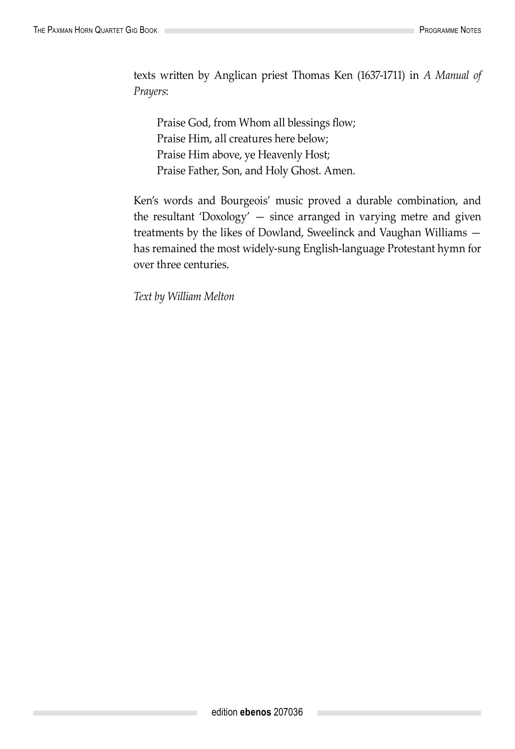texts written by Anglican priest Thomas Ken (1637-1711) in *A Manual of Prayers*:

> Praise God, from Whom all blessings flow;
> Praise Him, all creatures here below;
> Praise Him above, ye Heavenly Host;
> Praise Father, Son, and Holy Ghost. Amen.

Ken's words and Bourgeois' music proved a durable combination, and the resultant 'Doxology' — since arranged in varying metre and given treatments by the likes of Dowland, Sweelinck and Vaughan Williams — has remained the most widely-sung English-language Protestant hymn for over three centuries.

*Text by William Melton*